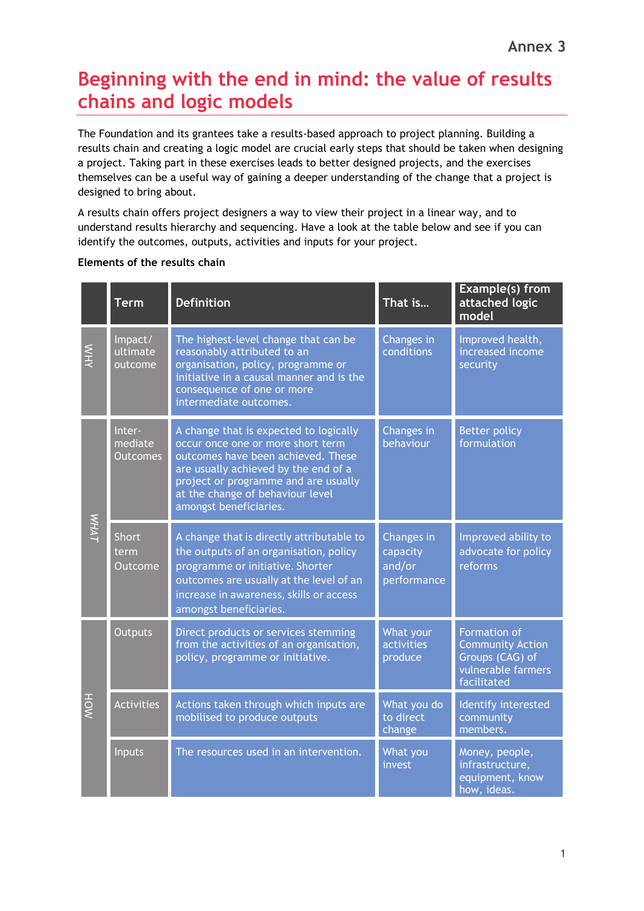Annex 3

# Beginning with the end in mind: the value of results chains and logic models

The Foundation and its grantees take a results-based approach to project planning. Building a results chain and creating a logic model are crucial early steps that should be taken when designing a project. Taking part in these exercises leads to better designed projects, and the exercises themselves can be a useful way of gaining a deeper understanding of the change that a project is designed to bring about.

A results chain offers project designers a way to view their project in a linear way, and to understand results hierarchy and sequencing. Have a look at the table below and see if you can identify the outcomes, outputs, activities and inputs for your project.

**Elements of the results chain**

| | Term | Definition | That is… | Example(s) from attached logic model |
|---|---|---|---|---|
| WHY | Impact/ ultimate outcome | The highest-level change that can be reasonably attributed to an organisation, policy, programme or initiative in a causal manner and is the consequence of one or more intermediate outcomes. | Changes in conditions | Improved health, increased income security |
| WHAT | Inter-mediate Outcomes | A change that is expected to logically occur once one or more short term outcomes have been achieved. These are usually achieved by the end of a project or programme and are usually at the change of behaviour level amongst beneficiaries. | Changes in behaviour | Better policy formulation |
| | Short term Outcome | A change that is directly attributable to the outputs of an organisation, policy programme or initiative. Shorter outcomes are usually at the level of an increase in awareness, skills or access amongst beneficiaries. | Changes in capacity and/or performance | Improved ability to advocate for policy reforms |
| HOW | Outputs | Direct products or services stemming from the activities of an organisation, policy, programme or initiative. | What your activities produce | Formation of Community Action Groups (CAG) of vulnerable farmers facilitated |
| | Activities | Actions taken through which inputs are mobilised to produce outputs | What you do to direct change | Identify interested community members. |
| | Inputs | The resources used in an intervention. | What you invest | Money, people, infrastructure, equipment, know how, ideas. |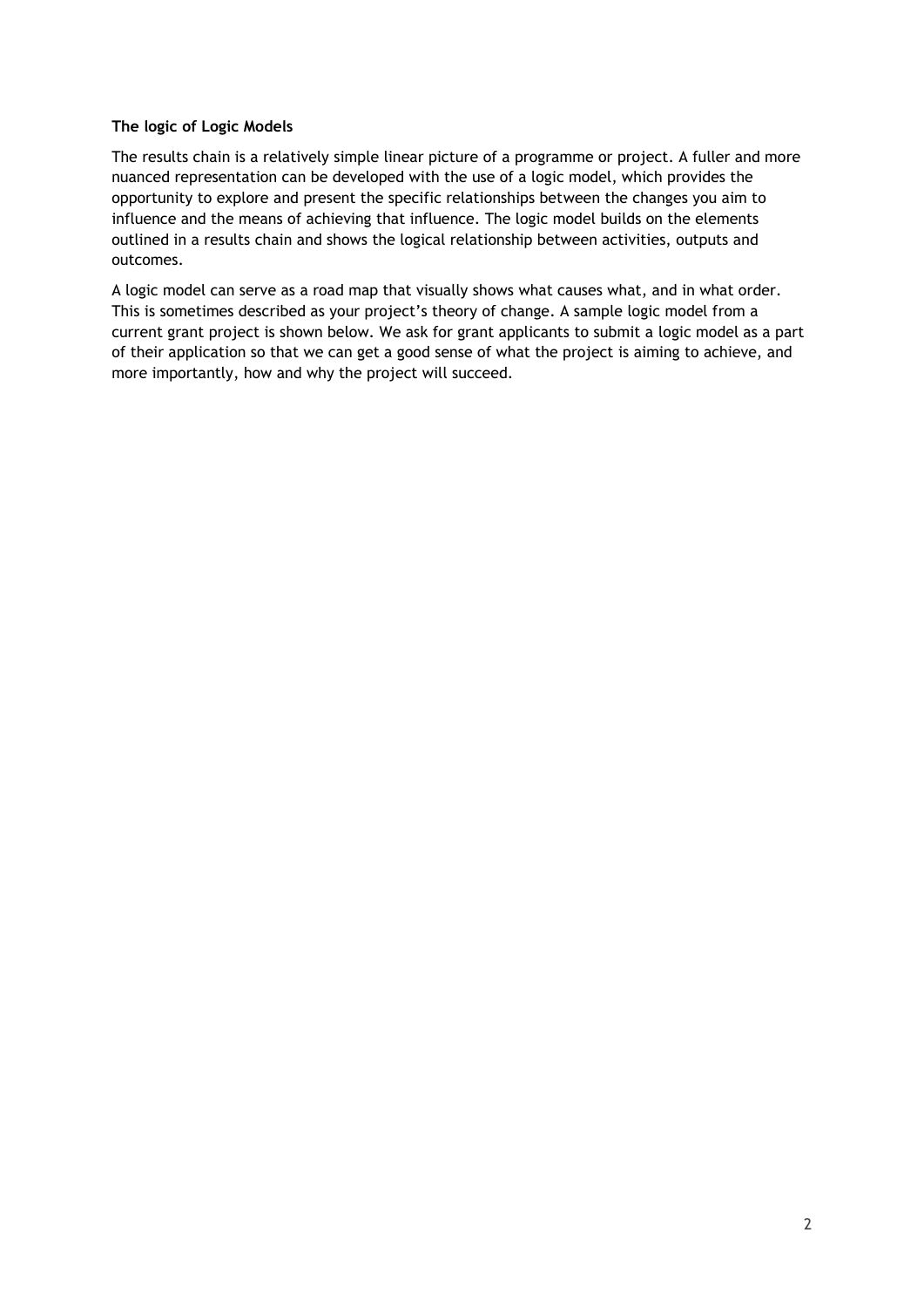**The logic of Logic Models**

The results chain is a relatively simple linear picture of a programme or project. A fuller and more nuanced representation can be developed with the use of a logic model, which provides the opportunity to explore and present the specific relationships between the changes you aim to influence and the means of achieving that influence. The logic model builds on the elements outlined in a results chain and shows the logical relationship between activities, outputs and outcomes.

A logic model can serve as a road map that visually shows what causes what, and in what order. This is sometimes described as your project's theory of change. A sample logic model from a current grant project is shown below. We ask for grant applicants to submit a logic model as a part of their application so that we can get a good sense of what the project is aiming to achieve, and more importantly, how and why the project will succeed.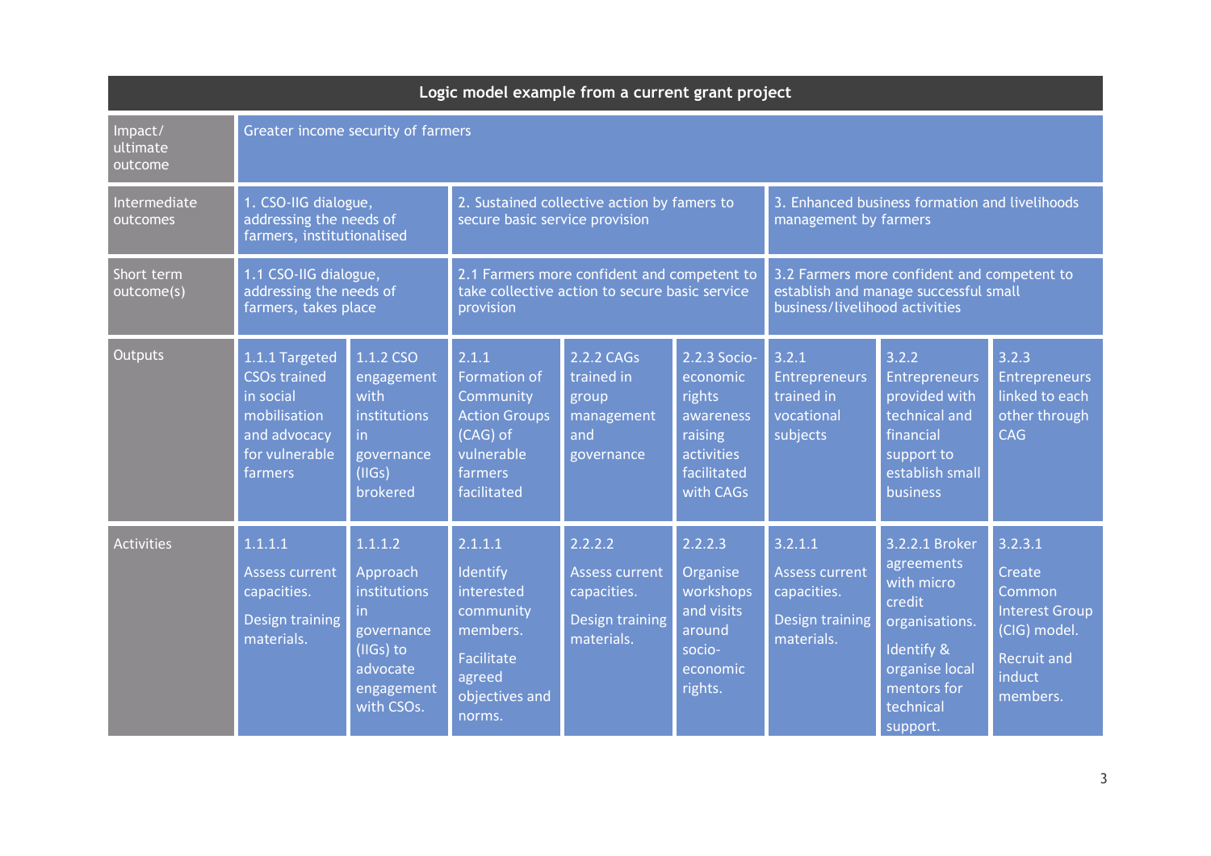| Logic model example from a current grant project | | | | | | | | |
|---|---|---|---|---|---|---|---|---|
| Impact/ ultimate outcome | Greater income security of farmers | | | | | | | |
| Intermediate outcomes | 1. CSO-IIG dialogue, addressing the needs of farmers, institutionalised | | 2. Sustained collective action by famers to secure basic service provision | | | 3. Enhanced business formation and livelihoods management by farmers | | |
| Short term outcome(s) | 1.1 CSO-IIG dialogue, addressing the needs of farmers, takes place | | 2.1 Farmers more confident and competent to take collective action to secure basic service provision | | | 3.2 Farmers more confident and competent to establish and manage successful small business/livelihood activities | | |
| Outputs | 1.1.1 Targeted CSOs trained in social mobilisation and advocacy for vulnerable farmers | 1.1.2 CSO engagement with institutions in governance (IIGs) brokered | 2.1.1 Formation of Community Action Groups (CAG) of vulnerable farmers facilitated | 2.2.2 CAGs trained in group management and governance | 2.2.3 Socio-economic rights awareness raising activities facilitated with CAGs | 3.2.1 Entrepreneurs trained in vocational subjects | 3.2.2 Entrepreneurs provided with technical and financial support to establish small business | 3.2.3 Entrepreneurs linked to each other through CAG |
| Activities | 1.1.1.1 Assess current capacities. Design training materials. | 1.1.1.2 Approach institutions in governance (IIGs) to advocate engagement with CSOs. | 2.1.1.1 Identify interested community members. Facilitate agreed objectives and norms. | 2.2.2.2 Assess current capacities. Design training materials. | 2.2.2.3 Organise workshops and visits around socio-economic rights. | 3.2.1.1 Assess current capacities. Design training materials. | 3.2.2.1 Broker agreements with micro credit organisations. Identify & organise local mentors for technical support. | 3.2.3.1 Create Common Interest Group (CIG) model. Recruit and induct members. |